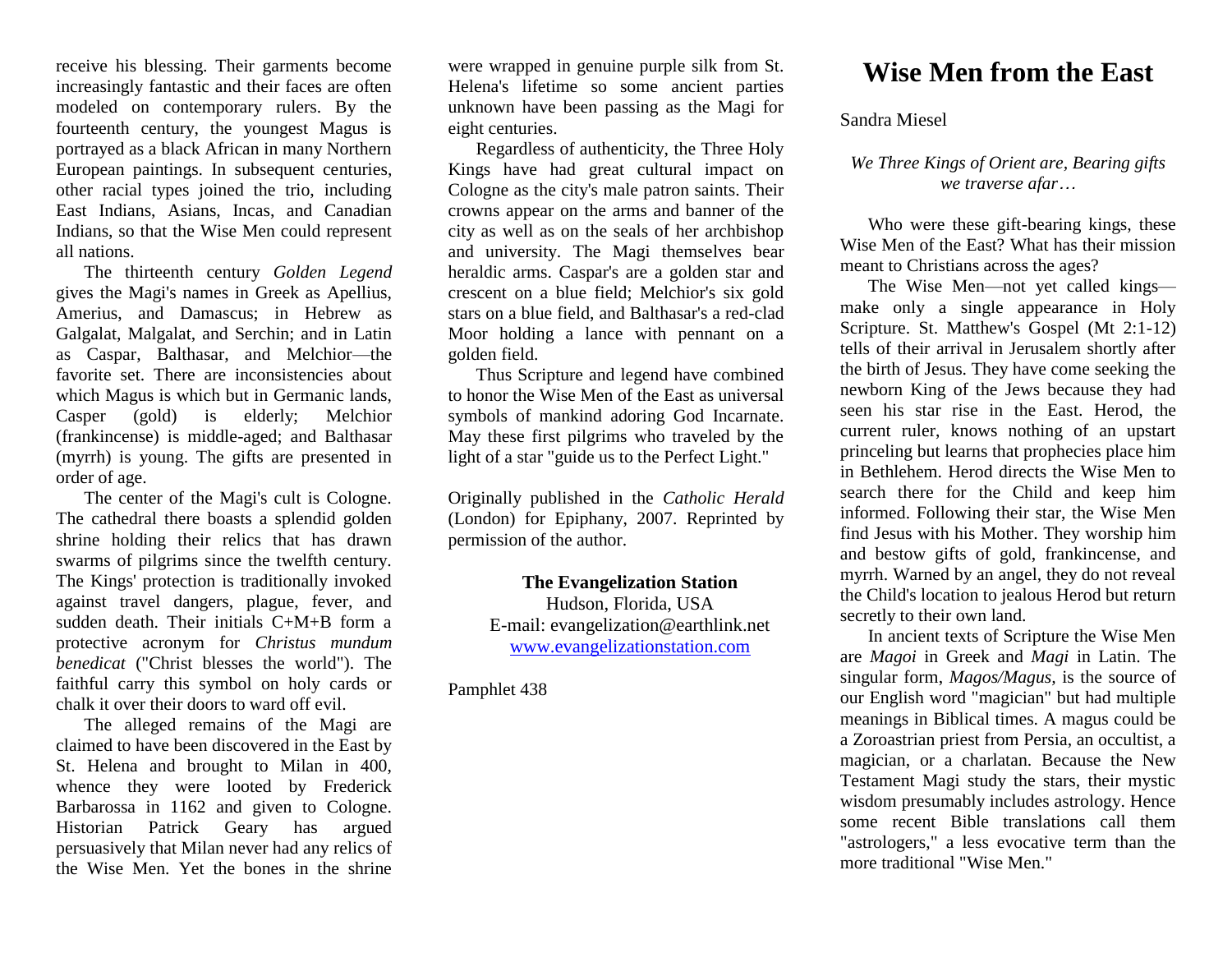# Wise Men from the East

Sandra Miesel

*We Three Kings of Orient are, Bearing gifts we traverse afar…*

Who were these gift-bearing kings, these Wise Men of the East? What has their mission meant to Christians across the ages?

The Wise Men—not yet called kings—make only a single appearance in Holy Scripture. St. Matthew's Gospel (Mt 2:1-12) tells of their arrival in Jerusalem shortly after the birth of Jesus. They have come seeking the newborn King of the Jews because they had seen his star rise in the East. Herod, the current ruler, knows nothing of an upstart princeling but learns that prophecies place him in Bethlehem. Herod directs the Wise Men to search there for the Child and keep him informed. Following their star, the Wise Men find Jesus with his Mother. They worship him and bestow gifts of gold, frankincense, and myrrh. Warned by an angel, they do not reveal the Child's location to jealous Herod but return secretly to their own land.

In ancient texts of Scripture the Wise Men are *Magoi* in Greek and *Magi* in Latin. The singular form, *Magos/Magus,* is the source of our English word "magician" but had multiple meanings in Biblical times. A magus could be a Zoroastrian priest from Persia, an occultist, a magician, or a charlatan. Because the New Testament Magi study the stars, their mystic wisdom presumably includes astrology. Hence some recent Bible translations call them "astrologers," a less evocative term than the more traditional "Wise Men."

receive his blessing. Their garments become increasingly fantastic and their faces are often modeled on contemporary rulers. By the fourteenth century, the youngest Magus is portrayed as a black African in many Northern European paintings. In subsequent centuries, other racial types joined the trio, including East Indians, Asians, Incas, and Canadian Indians, so that the Wise Men could represent all nations.

The thirteenth century *Golden Legend* gives the Magi's names in Greek as Apellius, Amerius, and Damascus; in Hebrew as Galgalat, Malgalat, and Serchin; and in Latin as Caspar, Balthasar, and Melchior—the favorite set. There are inconsistencies about which Magus is which but in Germanic lands, Casper (gold) is elderly; Melchior (frankincense) is middle-aged; and Balthasar (myrrh) is young. The gifts are presented in order of age.

The center of the Magi's cult is Cologne. The cathedral there boasts a splendid golden shrine holding their relics that has drawn swarms of pilgrims since the twelfth century. The Kings' protection is traditionally invoked against travel dangers, plague, fever, and sudden death. Their initials C+M+B form a protective acronym for *Christus mundum benedicat* ("Christ blesses the world"). The faithful carry this symbol on holy cards or chalk it over their doors to ward off evil.

The alleged remains of the Magi are claimed to have been discovered in the East by St. Helena and brought to Milan in 400, whence they were looted by Frederick Barbarossa in 1162 and given to Cologne. Historian Patrick Geary has argued persuasively that Milan never had any relics of the Wise Men. Yet the bones in the shrine were wrapped in genuine purple silk from St. Helena's lifetime so some ancient parties unknown have been passing as the Magi for eight centuries.

Regardless of authenticity, the Three Holy Kings have had great cultural impact on Cologne as the city's male patron saints. Their crowns appear on the arms and banner of the city as well as on the seals of her archbishop and university. The Magi themselves bear heraldic arms. Caspar's are a golden star and crescent on a blue field; Melchior's six gold stars on a blue field, and Balthasar's a red-clad Moor holding a lance with pennant on a golden field.

Thus Scripture and legend have combined to honor the Wise Men of the East as universal symbols of mankind adoring God Incarnate. May these first pilgrims who traveled by the light of a star "guide us to the Perfect Light."

Originally published in the *Catholic Herald* (London) for Epiphany, 2007. Reprinted by permission of the author.

**The Evangelization Station**
Hudson, Florida, USA
E-mail: evangelization@earthlink.net
www.evangelizationstation.com

Pamphlet 438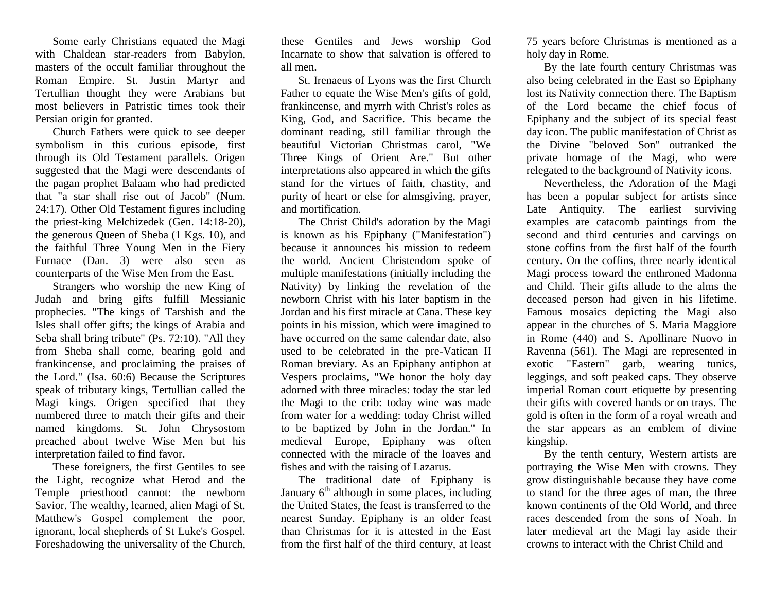Some early Christians equated the Magi with Chaldean star-readers from Babylon, masters of the occult familiar throughout the Roman Empire. St. Justin Martyr and Tertullian thought they were Arabians but most believers in Patristic times took their Persian origin for granted.

Church Fathers were quick to see deeper symbolism in this curious episode, first through its Old Testament parallels. Origen suggested that the Magi were descendants of the pagan prophet Balaam who had predicted that "a star shall rise out of Jacob" (Num. 24:17). Other Old Testament figures including the priest-king Melchizedek (Gen. 14:18-20), the generous Queen of Sheba (1 Kgs. 10), and the faithful Three Young Men in the Fiery Furnace (Dan. 3) were also seen as counterparts of the Wise Men from the East.

Strangers who worship the new King of Judah and bring gifts fulfill Messianic prophecies. "The kings of Tarshish and the Isles shall offer gifts; the kings of Arabia and Seba shall bring tribute" (Ps. 72:10). "All they from Sheba shall come, bearing gold and frankincense, and proclaiming the praises of the Lord." (Isa. 60:6) Because the Scriptures speak of tributary kings, Tertullian called the Magi kings. Origen specified that they numbered three to match their gifts and their named kingdoms. St. John Chrysostom preached about twelve Wise Men but his interpretation failed to find favor.

These foreigners, the first Gentiles to see the Light, recognize what Herod and the Temple priesthood cannot: the newborn Savior. The wealthy, learned, alien Magi of St. Matthew's Gospel complement the poor, ignorant, local shepherds of St Luke's Gospel. Foreshadowing the universality of the Church, these Gentiles and Jews worship God Incarnate to show that salvation is offered to all men.

St. Irenaeus of Lyons was the first Church Father to equate the Wise Men's gifts of gold, frankincense, and myrrh with Christ's roles as King, God, and Sacrifice. This became the dominant reading, still familiar through the beautiful Victorian Christmas carol, "We Three Kings of Orient Are." But other interpretations also appeared in which the gifts stand for the virtues of faith, chastity, and purity of heart or else for almsgiving, prayer, and mortification.

The Christ Child's adoration by the Magi is known as his Epiphany ("Manifestation") because it announces his mission to redeem the world. Ancient Christendom spoke of multiple manifestations (initially including the Nativity) by linking the revelation of the newborn Christ with his later baptism in the Jordan and his first miracle at Cana. These key points in his mission, which were imagined to have occurred on the same calendar date, also used to be celebrated in the pre-Vatican II Roman breviary. As an Epiphany antiphon at Vespers proclaims, "We honor the holy day adorned with three miracles: today the star led the Magi to the crib: today wine was made from water for a wedding: today Christ willed to be baptized by John in the Jordan." In medieval Europe, Epiphany was often connected with the miracle of the loaves and fishes and with the raising of Lazarus.

The traditional date of Epiphany is January 6th although in some places, including the United States, the feast is transferred to the nearest Sunday. Epiphany is an older feast than Christmas for it is attested in the East from the first half of the third century, at least 75 years before Christmas is mentioned as a holy day in Rome.

By the late fourth century Christmas was also being celebrated in the East so Epiphany lost its Nativity connection there. The Baptism of the Lord became the chief focus of Epiphany and the subject of its special feast day icon. The public manifestation of Christ as the Divine "beloved Son" outranked the private homage of the Magi, who were relegated to the background of Nativity icons.

Nevertheless, the Adoration of the Magi has been a popular subject for artists since Late Antiquity. The earliest surviving examples are catacomb paintings from the second and third centuries and carvings on stone coffins from the first half of the fourth century. On the coffins, three nearly identical Magi process toward the enthroned Madonna and Child. Their gifts allude to the alms the deceased person had given in his lifetime. Famous mosaics depicting the Magi also appear in the churches of S. Maria Maggiore in Rome (440) and S. Apollinare Nuovo in Ravenna (561). The Magi are represented in exotic "Eastern" garb, wearing tunics, leggings, and soft peaked caps. They observe imperial Roman court etiquette by presenting their gifts with covered hands or on trays. The gold is often in the form of a royal wreath and the star appears as an emblem of divine kingship.

By the tenth century, Western artists are portraying the Wise Men with crowns. They grow distinguishable because they have come to stand for the three ages of man, the three known continents of the Old World, and three races descended from the sons of Noah. In later medieval art the Magi lay aside their crowns to interact with the Christ Child and